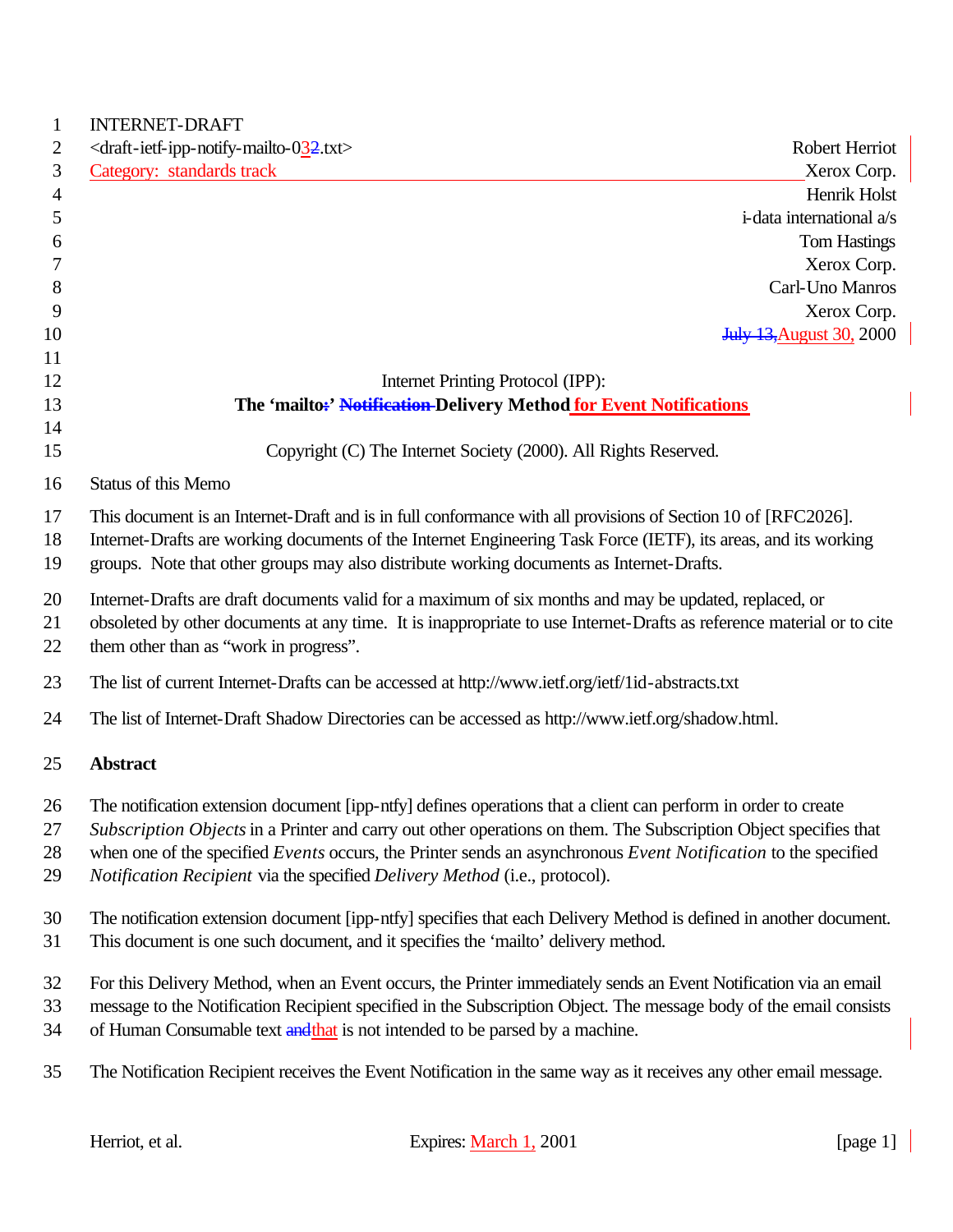INTERNET-DRAFT

<draft-ietf-ipp-notify-mailto-032.txt>

Category: standards track

Robert Herriot
Xerox Corp.
Henrik Holst
i-data international a/s
Tom Hastings
Xerox Corp.
Carl-Uno Manros
Xerox Corp.
July 13,August 30, 2000

Internet Printing Protocol (IPP):

**The 'mailto:' Notification Delivery Method for Event Notifications**

Copyright (C) The Internet Society (2000). All Rights Reserved.

Status of this Memo

This document is an Internet-Draft and is in full conformance with all provisions of Section 10 of [RFC2026]. Internet-Drafts are working documents of the Internet Engineering Task Force (IETF), its areas, and its working groups. Note that other groups may also distribute working documents as Internet-Drafts.

Internet-Drafts are draft documents valid for a maximum of six months and may be updated, replaced, or obsoleted by other documents at any time. It is inappropriate to use Internet-Drafts as reference material or to cite them other than as "work in progress".

The list of current Internet-Drafts can be accessed at http://www.ietf.org/ietf/1id-abstracts.txt

The list of Internet-Draft Shadow Directories can be accessed as http://www.ietf.org/shadow.html.

**Abstract**

The notification extension document [ipp-ntfy] defines operations that a client can perform in order to create *Subscription Objects* in a Printer and carry out other operations on them. The Subscription Object specifies that when one of the specified *Events* occurs, the Printer sends an asynchronous *Event Notification* to the specified *Notification Recipient* via the specified *Delivery Method* (i.e., protocol).

The notification extension document [ipp-ntfy] specifies that each Delivery Method is defined in another document. This document is one such document, and it specifies the 'mailto' delivery method.

For this Delivery Method, when an Event occurs, the Printer immediately sends an Event Notification via an email message to the Notification Recipient specified in the Subscription Object. The message body of the email consists of Human Consumable text andthat is not intended to be parsed by a machine.

The Notification Recipient receives the Event Notification in the same way as it receives any other email message.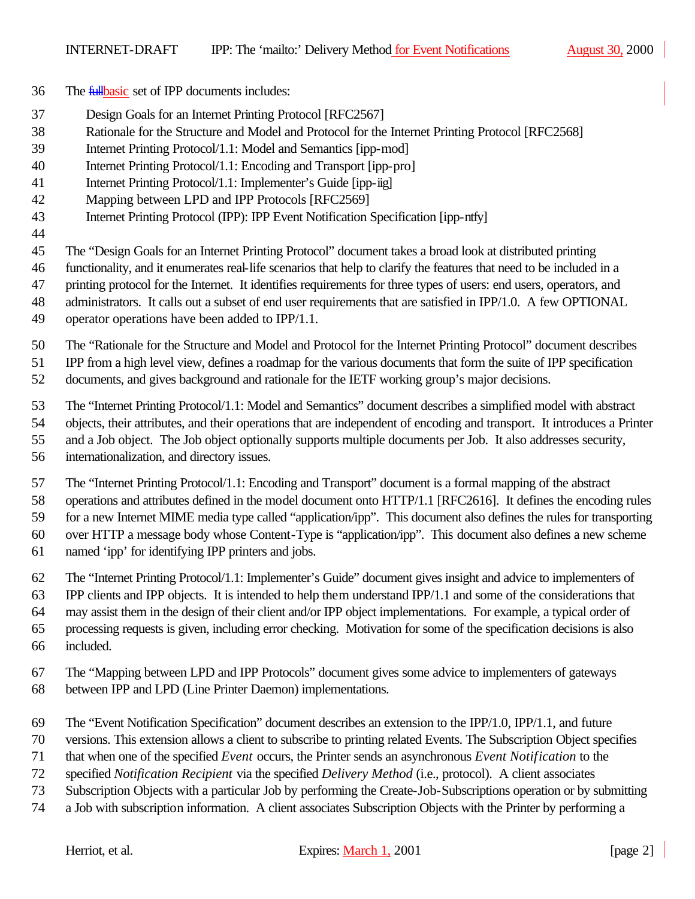The ~~full~~basic set of IPP documents includes:

Design Goals for an Internet Printing Protocol [RFC2567]
Rationale for the Structure and Model and Protocol for the Internet Printing Protocol [RFC2568]
Internet Printing Protocol/1.1: Model and Semantics [ipp-mod]
Internet Printing Protocol/1.1: Encoding and Transport [ipp-pro]
Internet Printing Protocol/1.1: Implementer's Guide [ipp-iig]
Mapping between LPD and IPP Protocols [RFC2569]
Internet Printing Protocol (IPP): IPP Event Notification Specification [ipp-ntfy]

The "Design Goals for an Internet Printing Protocol" document takes a broad look at distributed printing functionality, and it enumerates real-life scenarios that help to clarify the features that need to be included in a printing protocol for the Internet. It identifies requirements for three types of users: end users, operators, and administrators. It calls out a subset of end user requirements that are satisfied in IPP/1.0. A few OPTIONAL operator operations have been added to IPP/1.1.

The "Rationale for the Structure and Model and Protocol for the Internet Printing Protocol" document describes IPP from a high level view, defines a roadmap for the various documents that form the suite of IPP specification documents, and gives background and rationale for the IETF working group's major decisions.

The "Internet Printing Protocol/1.1: Model and Semantics" document describes a simplified model with abstract objects, their attributes, and their operations that are independent of encoding and transport. It introduces a Printer and a Job object. The Job object optionally supports multiple documents per Job. It also addresses security, internationalization, and directory issues.

The "Internet Printing Protocol/1.1: Encoding and Transport" document is a formal mapping of the abstract operations and attributes defined in the model document onto HTTP/1.1 [RFC2616]. It defines the encoding rules for a new Internet MIME media type called "application/ipp". This document also defines the rules for transporting over HTTP a message body whose Content-Type is "application/ipp". This document also defines a new scheme named 'ipp' for identifying IPP printers and jobs.

The "Internet Printing Protocol/1.1: Implementer's Guide" document gives insight and advice to implementers of IPP clients and IPP objects. It is intended to help them understand IPP/1.1 and some of the considerations that may assist them in the design of their client and/or IPP object implementations. For example, a typical order of processing requests is given, including error checking. Motivation for some of the specification decisions is also included.

The "Mapping between LPD and IPP Protocols" document gives some advice to implementers of gateways between IPP and LPD (Line Printer Daemon) implementations.

The "Event Notification Specification" document describes an extension to the IPP/1.0, IPP/1.1, and future versions. This extension allows a client to subscribe to printing related Events. The Subscription Object specifies that when one of the specified *Event* occurs, the Printer sends an asynchronous *Event Notification* to the specified *Notification Recipient* via the specified *Delivery Method* (i.e., protocol). A client associates Subscription Objects with a particular Job by performing the Create-Job-Subscriptions operation or by submitting a Job with subscription information. A client associates Subscription Objects with the Printer by performing a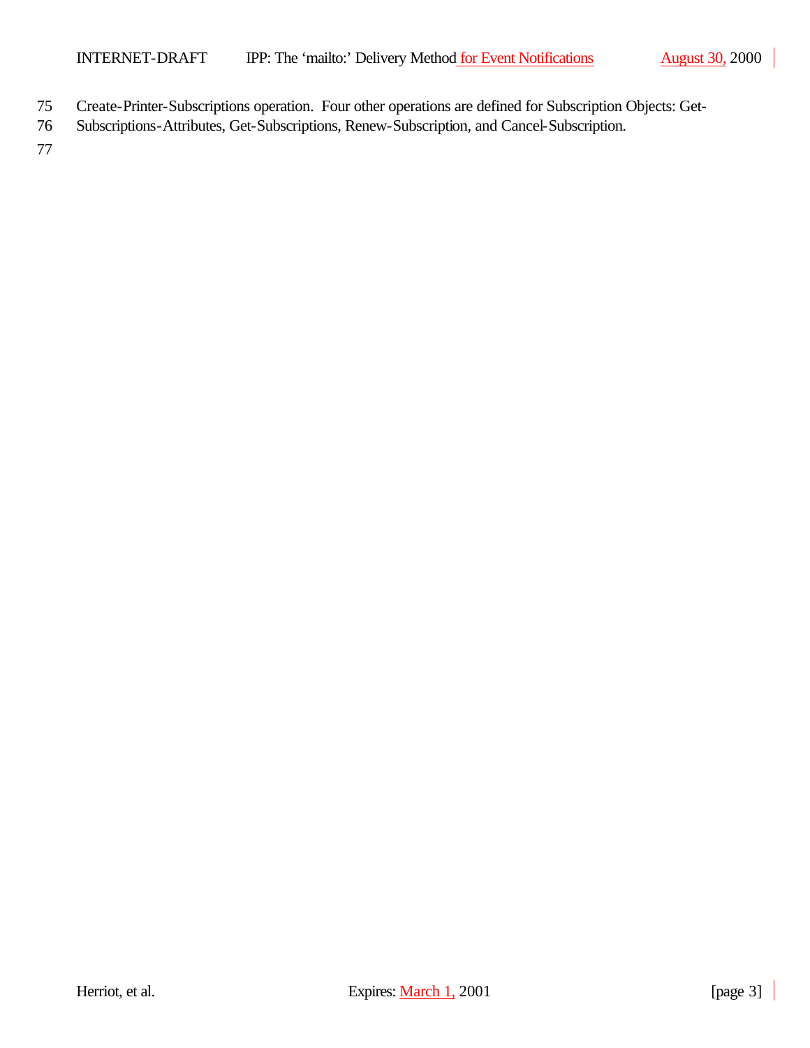Create-Printer-Subscriptions operation. Four other operations are defined for Subscription Objects: Get-Subscriptions-Attributes, Get-Subscriptions, Renew-Subscription, and Cancel-Subscription.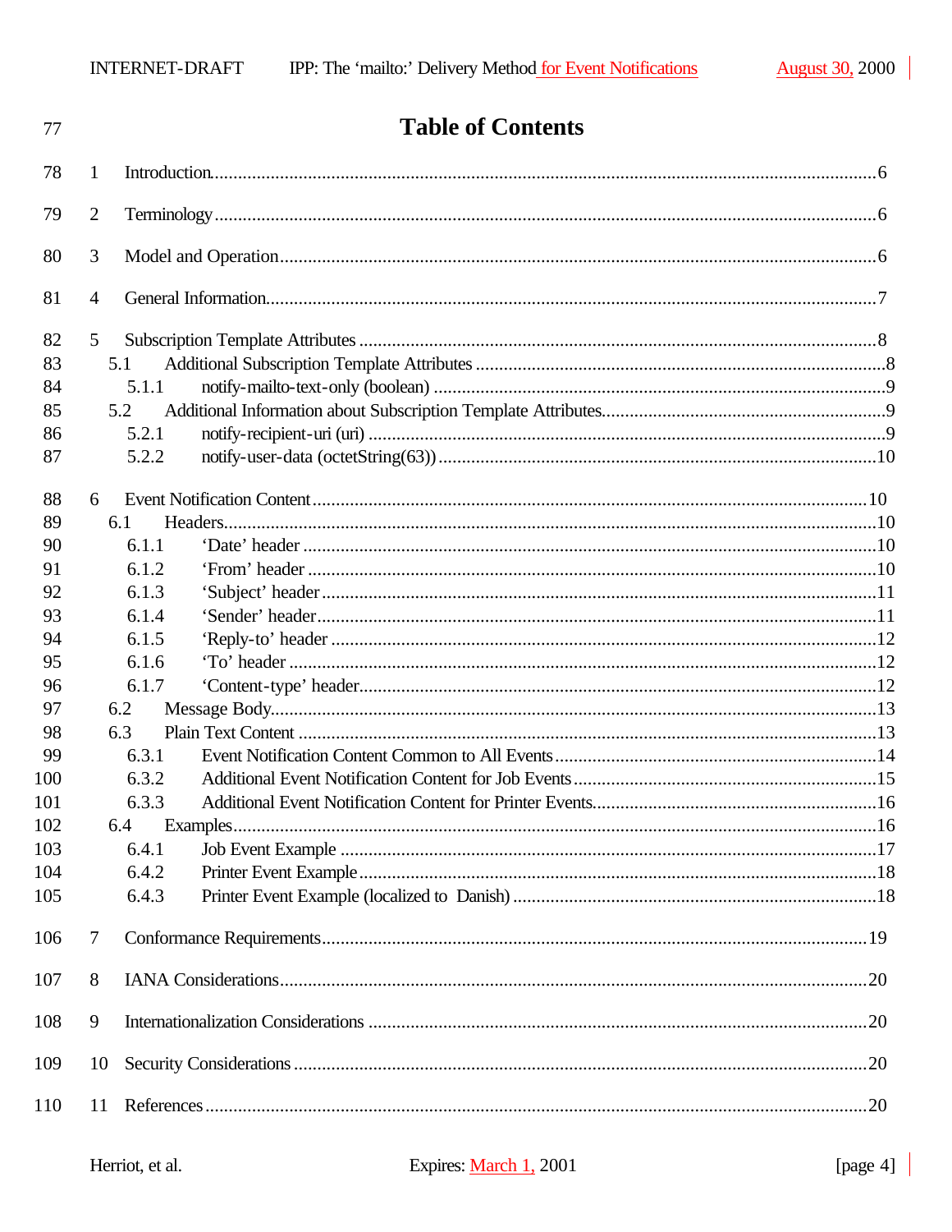# Table of Contents

1 Introduction....6

2 Terminology....6

3 Model and Operation....6

4 General Information....7

5 Subscription Template Attributes....8
- 5.1 Additional Subscription Template Attributes....8
  - 5.1.1 notify-mailto-text-only (boolean)....9
- 5.2 Additional Information about Subscription Template Attributes....9
  - 5.2.1 notify-recipient-uri (uri)....9
  - 5.2.2 notify-user-data (octetString(63))....10

6 Event Notification Content....10
- 6.1 Headers....10
  - 6.1.1 'Date' header....10
  - 6.1.2 'From' header....10
  - 6.1.3 'Subject' header....11
  - 6.1.4 'Sender' header....11
  - 6.1.5 'Reply-to' header....12
  - 6.1.6 'To' header....12
  - 6.1.7 'Content-type' header....12
- 6.2 Message Body....13
- 6.3 Plain Text Content....13
  - 6.3.1 Event Notification Content Common to All Events....14
  - 6.3.2 Additional Event Notification Content for Job Events....15
  - 6.3.3 Additional Event Notification Content for Printer Events....16
- 6.4 Examples....16
  - 6.4.1 Job Event Example....17
  - 6.4.2 Printer Event Example....18
  - 6.4.3 Printer Event Example (localized to Danish)....18

7 Conformance Requirements....19

8 IANA Considerations....20

9 Internationalization Considerations....20

10 Security Considerations....20

11 References....20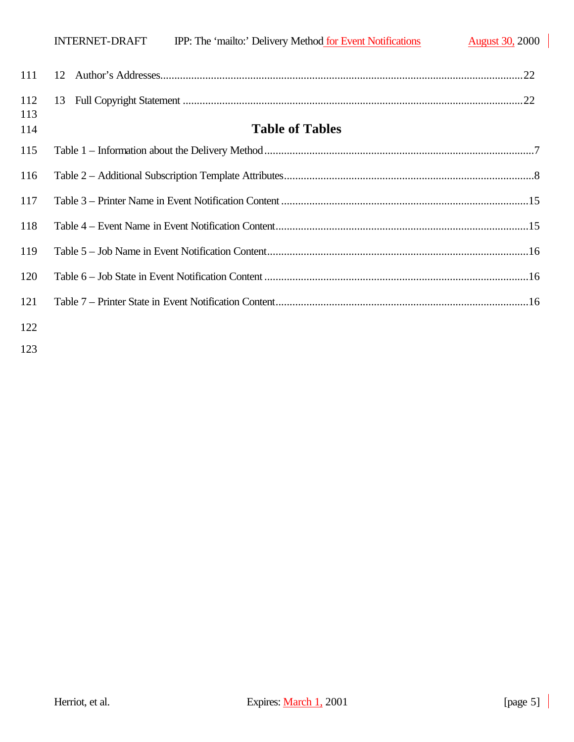12 Author's Addresses................................................................................................................22

13 Full Copyright Statement ........................................................................................................22

## Table of Tables

Table 1 – Information about the Delivery Method...............................................................................7

Table 2 – Additional Subscription Template Attributes........................................................................8

Table 3 – Printer Name in Event Notification Content .......................................................................15

Table 4 – Event Name in Event Notification Content.........................................................................15

Table 5 – Job Name in Event Notification Content............................................................................16

Table 6 – Job State in Event Notification Content .............................................................................16

Table 7 – Printer State in Event Notification Content.........................................................................16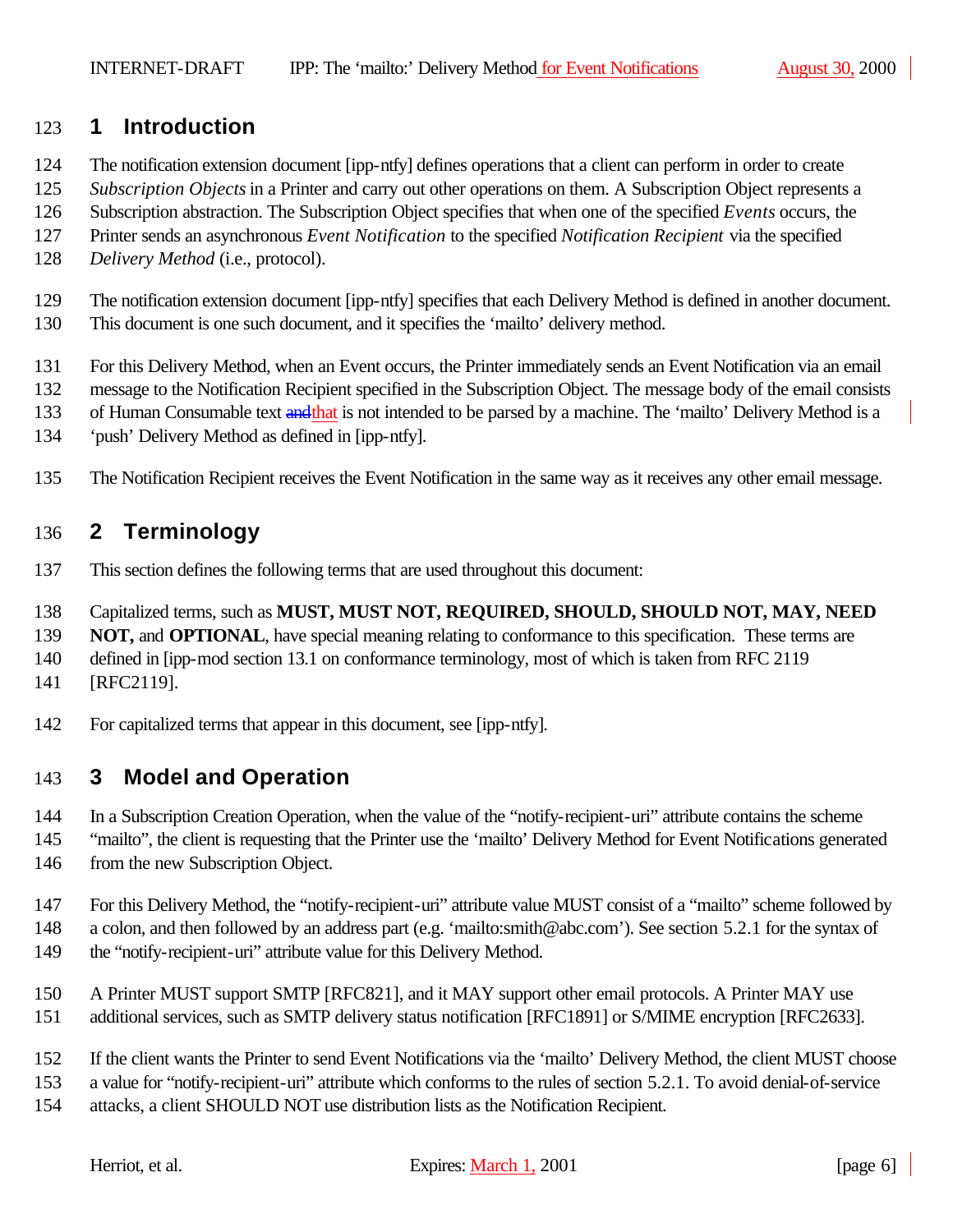# 1 Introduction

The notification extension document [ipp-ntfy] defines operations that a client can perform in order to create *Subscription Objects* in a Printer and carry out other operations on them. A Subscription Object represents a Subscription abstraction. The Subscription Object specifies that when one of the specified *Events* occurs, the Printer sends an asynchronous *Event Notification* to the specified *Notification Recipient* via the specified *Delivery Method* (i.e., protocol).

The notification extension document [ipp-ntfy] specifies that each Delivery Method is defined in another document. This document is one such document, and it specifies the 'mailto' delivery method.

For this Delivery Method, when an Event occurs, the Printer immediately sends an Event Notification via an email message to the Notification Recipient specified in the Subscription Object. The message body of the email consists of Human Consumable text ~~and~~that is not intended to be parsed by a machine. The 'mailto' Delivery Method is a 'push' Delivery Method as defined in [ipp-ntfy].

The Notification Recipient receives the Event Notification in the same way as it receives any other email message.

# 2 Terminology

This section defines the following terms that are used throughout this document:

Capitalized terms, such as **MUST, MUST NOT, REQUIRED, SHOULD, SHOULD NOT, MAY, NEED NOT,** and **OPTIONAL**, have special meaning relating to conformance to this specification. These terms are defined in [ipp-mod section 13.1 on conformance terminology, most of which is taken from RFC 2119 [RFC2119].

For capitalized terms that appear in this document, see [ipp-ntfy].

# 3 Model and Operation

In a Subscription Creation Operation, when the value of the "notify-recipient-uri" attribute contains the scheme "mailto", the client is requesting that the Printer use the 'mailto' Delivery Method for Event Notifications generated from the new Subscription Object.

For this Delivery Method, the "notify-recipient-uri" attribute value MUST consist of a "mailto" scheme followed by a colon, and then followed by an address part (e.g. 'mailto:smith@abc.com'). See section 5.2.1 for the syntax of the "notify-recipient-uri" attribute value for this Delivery Method.

A Printer MUST support SMTP [RFC821], and it MAY support other email protocols. A Printer MAY use additional services, such as SMTP delivery status notification [RFC1891] or S/MIME encryption [RFC2633].

If the client wants the Printer to send Event Notifications via the 'mailto' Delivery Method, the client MUST choose a value for "notify-recipient-uri" attribute which conforms to the rules of section 5.2.1. To avoid denial-of-service attacks, a client SHOULD NOT use distribution lists as the Notification Recipient.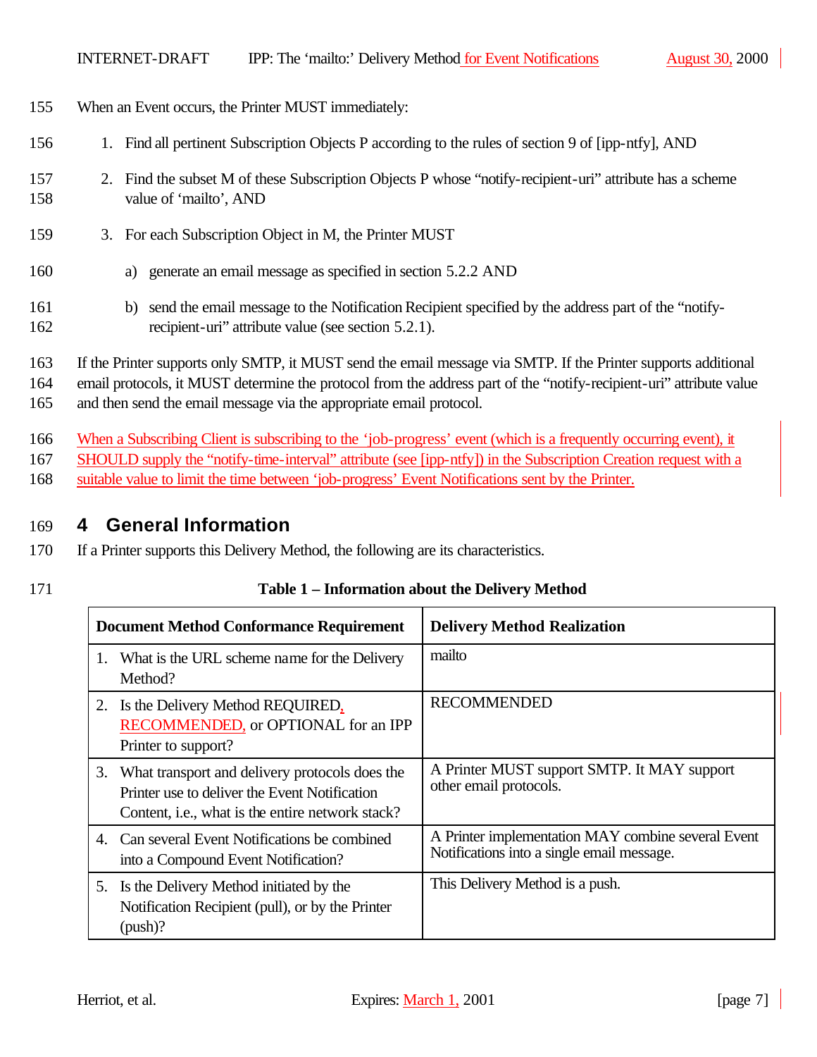When an Event occurs, the Printer MUST immediately:

1. Find all pertinent Subscription Objects P according to the rules of section 9 of [ipp-ntfy], AND
2. Find the subset M of these Subscription Objects P whose “notify-recipient-uri” attribute has a scheme value of ‘mailto’, AND
3. For each Subscription Object in M, the Printer MUST
   a) generate an email message as specified in section 5.2.2 AND
   b) send the email message to the Notification Recipient specified by the address part of the “notify-recipient-uri” attribute value (see section 5.2.1).

If the Printer supports only SMTP, it MUST send the email message via SMTP. If the Printer supports additional email protocols, it MUST determine the protocol from the address part of the “notify-recipient-uri” attribute value and then send the email message via the appropriate email protocol.

When a Subscribing Client is subscribing to the ‘job-progress’ event (which is a frequently occurring event), it SHOULD supply the “notify-time-interval” attribute (see [ipp-ntfy]) in the Subscription Creation request with a suitable value to limit the time between ‘job-progress’ Event Notifications sent by the Printer.

# 4 General Information

If a Printer supports this Delivery Method, the following are its characteristics.

**Table 1 – Information about the Delivery Method**

| Document Method Conformance Requirement | Delivery Method Realization |
|---|---|
| 1. What is the URL scheme name for the Delivery Method? | mailto |
| 2. Is the Delivery Method REQUIRED, RECOMMENDED, or OPTIONAL for an IPP Printer to support? | RECOMMENDED |
| 3. What transport and delivery protocols does the Printer use to deliver the Event Notification Content, i.e., what is the entire network stack? | A Printer MUST support SMTP. It MAY support other email protocols. |
| 4. Can several Event Notifications be combined into a Compound Event Notification? | A Printer implementation MAY combine several Event Notifications into a single email message. |
| 5. Is the Delivery Method initiated by the Notification Recipient (pull), or by the Printer (push)? | This Delivery Method is a push. |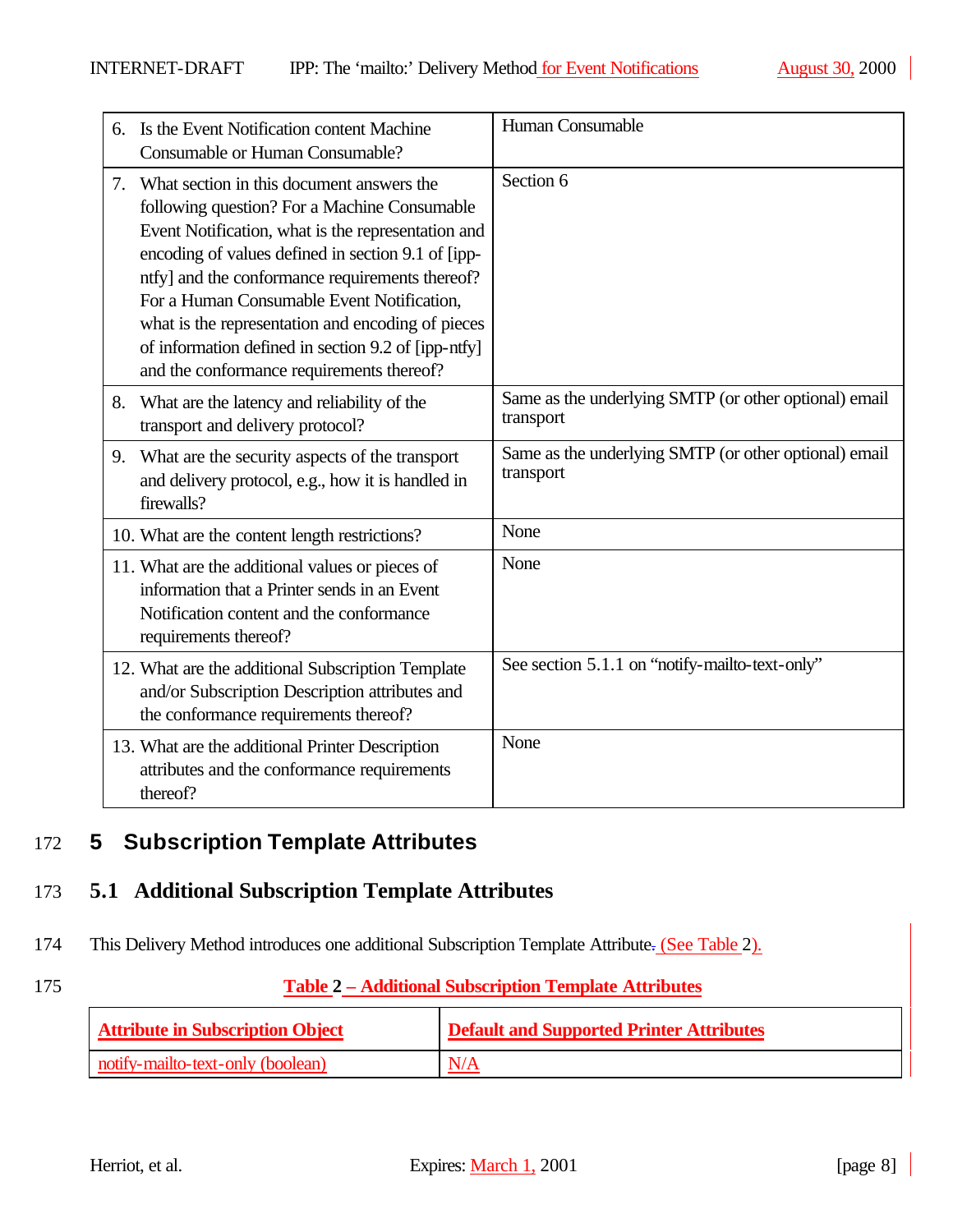| | |
|---|---|
| 6. Is the Event Notification content Machine Consumable or Human Consumable? | Human Consumable |
| 7. What section in this document answers the following question? For a Machine Consumable Event Notification, what is the representation and encoding of values defined in section 9.1 of [ipp-ntfy] and the conformance requirements thereof? For a Human Consumable Event Notification, what is the representation and encoding of pieces of information defined in section 9.2 of [ipp-ntfy] and the conformance requirements thereof? | Section 6 |
| 8. What are the latency and reliability of the transport and delivery protocol? | Same as the underlying SMTP (or other optional) email transport |
| 9. What are the security aspects of the transport and delivery protocol, e.g., how it is handled in firewalls? | Same as the underlying SMTP (or other optional) email transport |
| 10. What are the content length restrictions? | None |
| 11. What are the additional values or pieces of information that a Printer sends in an Event Notification content and the conformance requirements thereof? | None |
| 12. What are the additional Subscription Template and/or Subscription Description attributes and the conformance requirements thereof? | See section 5.1.1 on “notify-mailto-text-only” |
| 13. What are the additional Printer Description attributes and the conformance requirements thereof? | None |

# 5 Subscription Template Attributes

## 5.1 Additional Subscription Template Attributes

This Delivery Method introduces one additional Subscription Template Attribute. (See Table 2).

**Table 2 – Additional Subscription Template Attributes**

| Attribute in Subscription Object | Default and Supported Printer Attributes |
|---|---|
| notify-mailto-text-only (boolean) | N/A |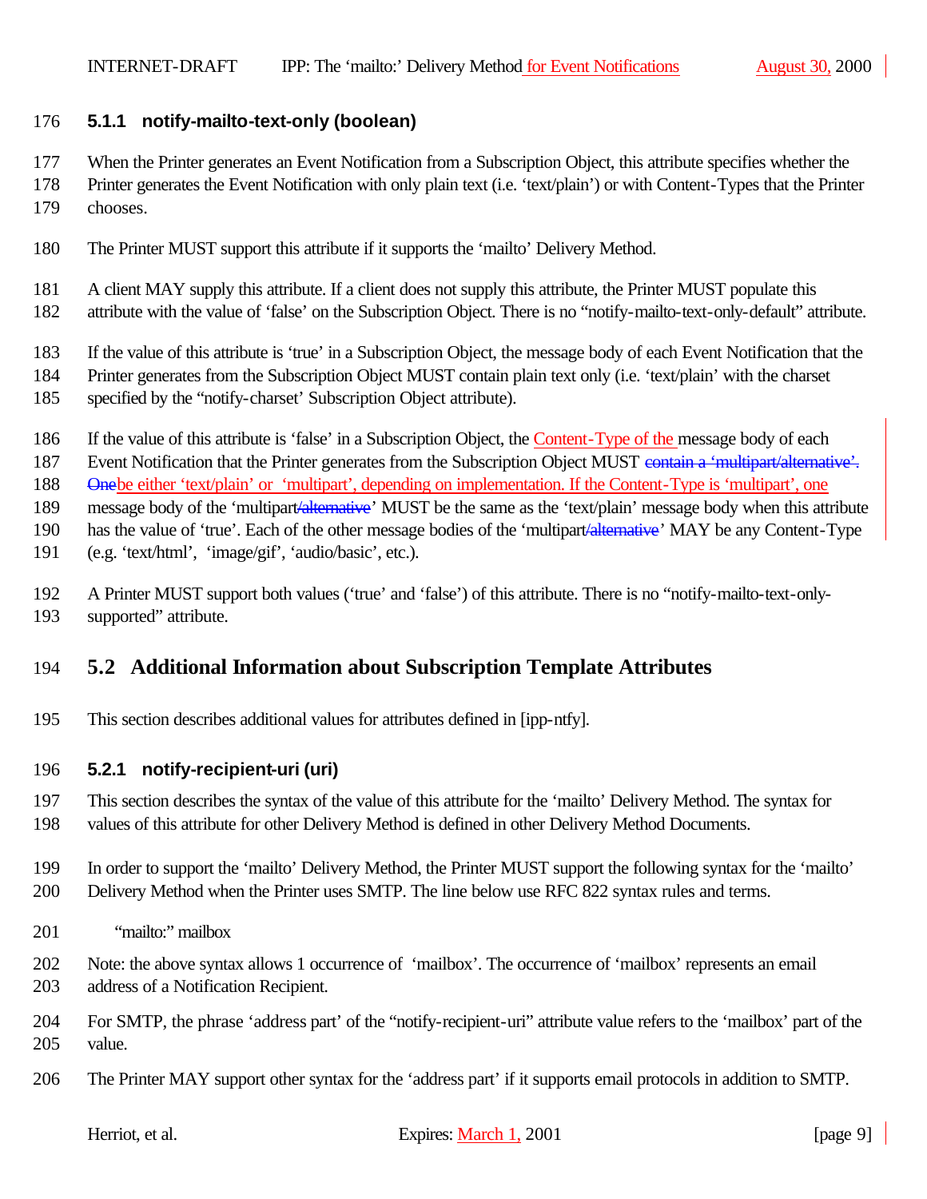176 **5.1.1 notify-mailto-text-only (boolean)**

177 When the Printer generates an Event Notification from a Subscription Object, this attribute specifies whether the
178 Printer generates the Event Notification with only plain text (i.e. ‘text/plain’) or with Content-Types that the Printer
179 chooses.

180 The Printer MUST support this attribute if it supports the ‘mailto’ Delivery Method.

181 A client MAY supply this attribute. If a client does not supply this attribute, the Printer MUST populate this
182 attribute with the value of ‘false’ on the Subscription Object. There is no “notify-mailto-text-only-default” attribute.

183 If the value of this attribute is ‘true’ in a Subscription Object, the message body of each Event Notification that the
184 Printer generates from the Subscription Object MUST contain plain text only (i.e. ‘text/plain’ with the charset
185 specified by the “notify-charset’ Subscription Object attribute).

186 If the value of this attribute is ‘false’ in a Subscription Object, the Content-Type of the message body of each
187 Event Notification that the Printer generates from the Subscription Object MUST ~~contain a ‘multipart/alternative’.~~
188 ~~One~~be either ‘text/plain’ or ‘multipart’, depending on implementation. If the Content-Type is ‘multipart’, one
189 message body of the ‘multipart~~/alternative~~’ MUST be the same as the ‘text/plain’ message body when this attribute
190 has the value of ‘true’. Each of the other message bodies of the ‘multipart~~/alternative~~’ MAY be any Content-Type
191 (e.g. ‘text/html’, ‘image/gif’, ‘audio/basic’, etc.).

192 A Printer MUST support both values (‘true’ and ‘false’) of this attribute. There is no “notify-mailto-text-only-
193 supported” attribute.

## 194 5.2 Additional Information about Subscription Template Attributes

195 This section describes additional values for attributes defined in [ipp-ntfy].

196 **5.2.1 notify-recipient-uri (uri)**

197 This section describes the syntax of the value of this attribute for the ‘mailto’ Delivery Method. The syntax for
198 values of this attribute for other Delivery Method is defined in other Delivery Method Documents.

199 In order to support the ‘mailto’ Delivery Method, the Printer MUST support the following syntax for the ‘mailto’
200 Delivery Method when the Printer uses SMTP. The line below use RFC 822 syntax rules and terms.

201 “mailto:” mailbox

202 Note: the above syntax allows 1 occurrence of ‘mailbox’. The occurrence of ‘mailbox’ represents an email
203 address of a Notification Recipient.

204 For SMTP, the phrase ‘address part’ of the “notify-recipient-uri” attribute value refers to the ‘mailbox’ part of the
205 value.

206 The Printer MAY support other syntax for the ‘address part’ if it supports email protocols in addition to SMTP.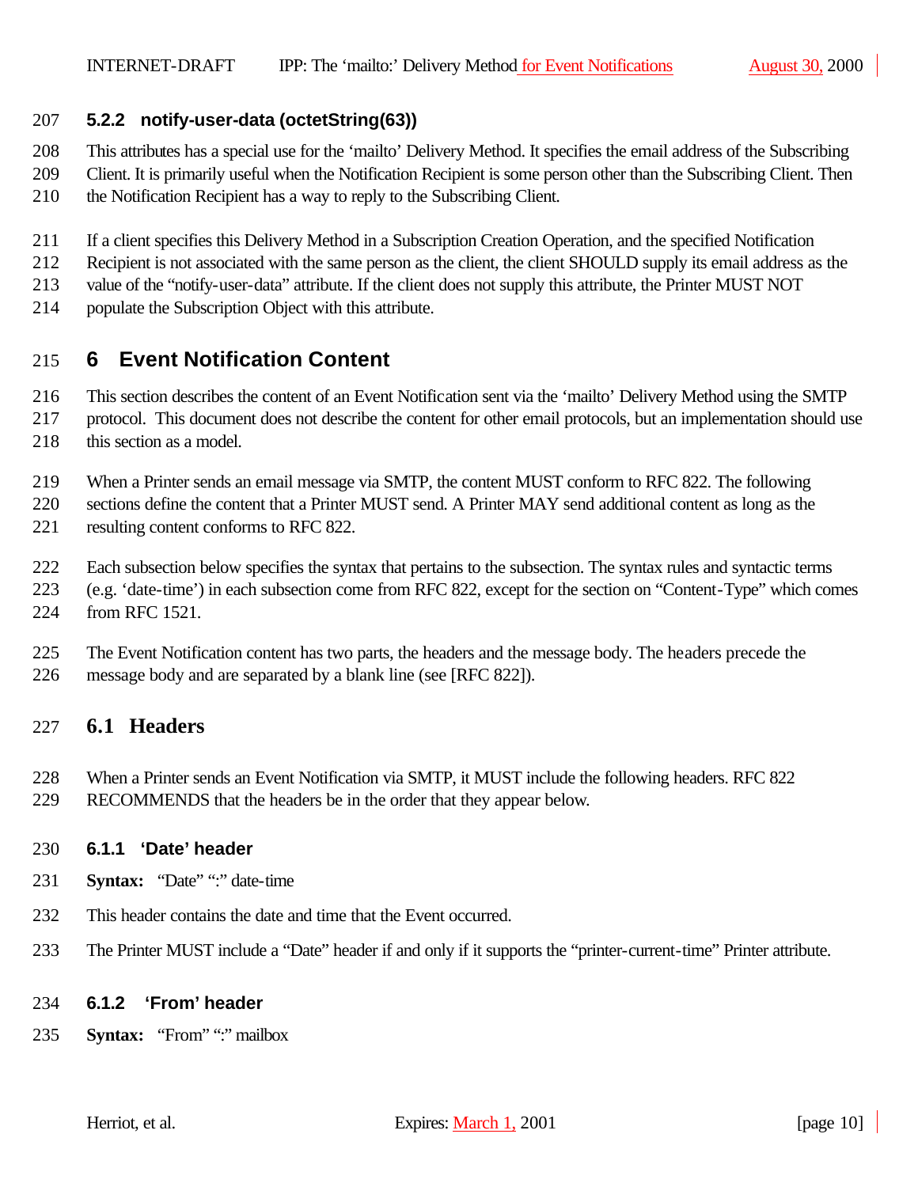#### 5.2.2 notify-user-data (octetString(63))

This attributes has a special use for the ‘mailto’ Delivery Method. It specifies the email address of the Subscribing Client. It is primarily useful when the Notification Recipient is some person other than the Subscribing Client. Then the Notification Recipient has a way to reply to the Subscribing Client.

If a client specifies this Delivery Method in a Subscription Creation Operation, and the specified Notification Recipient is not associated with the same person as the client, the client SHOULD supply its email address as the value of the “notify-user-data” attribute. If the client does not supply this attribute, the Printer MUST NOT populate the Subscription Object with this attribute.

# 6 Event Notification Content

This section describes the content of an Event Notification sent via the ‘mailto’ Delivery Method using the SMTP protocol. This document does not describe the content for other email protocols, but an implementation should use this section as a model.

When a Printer sends an email message via SMTP, the content MUST conform to RFC 822. The following sections define the content that a Printer MUST send. A Printer MAY send additional content as long as the resulting content conforms to RFC 822.

Each subsection below specifies the syntax that pertains to the subsection. The syntax rules and syntactic terms (e.g. ‘date-time’) in each subsection come from RFC 822, except for the section on “Content-Type” which comes from RFC 1521.

The Event Notification content has two parts, the headers and the message body. The headers precede the message body and are separated by a blank line (see [RFC 822]).

## 6.1 Headers

When a Printer sends an Event Notification via SMTP, it MUST include the following headers. RFC 822 RECOMMENDS that the headers be in the order that they appear below.

### 6.1.1 ‘Date’ header

**Syntax:** “Date” “:” date-time

This header contains the date and time that the Event occurred.

The Printer MUST include a “Date” header if and only if it supports the “printer-current-time” Printer attribute.

### 6.1.2 ‘From’ header

**Syntax:** “From” “:” mailbox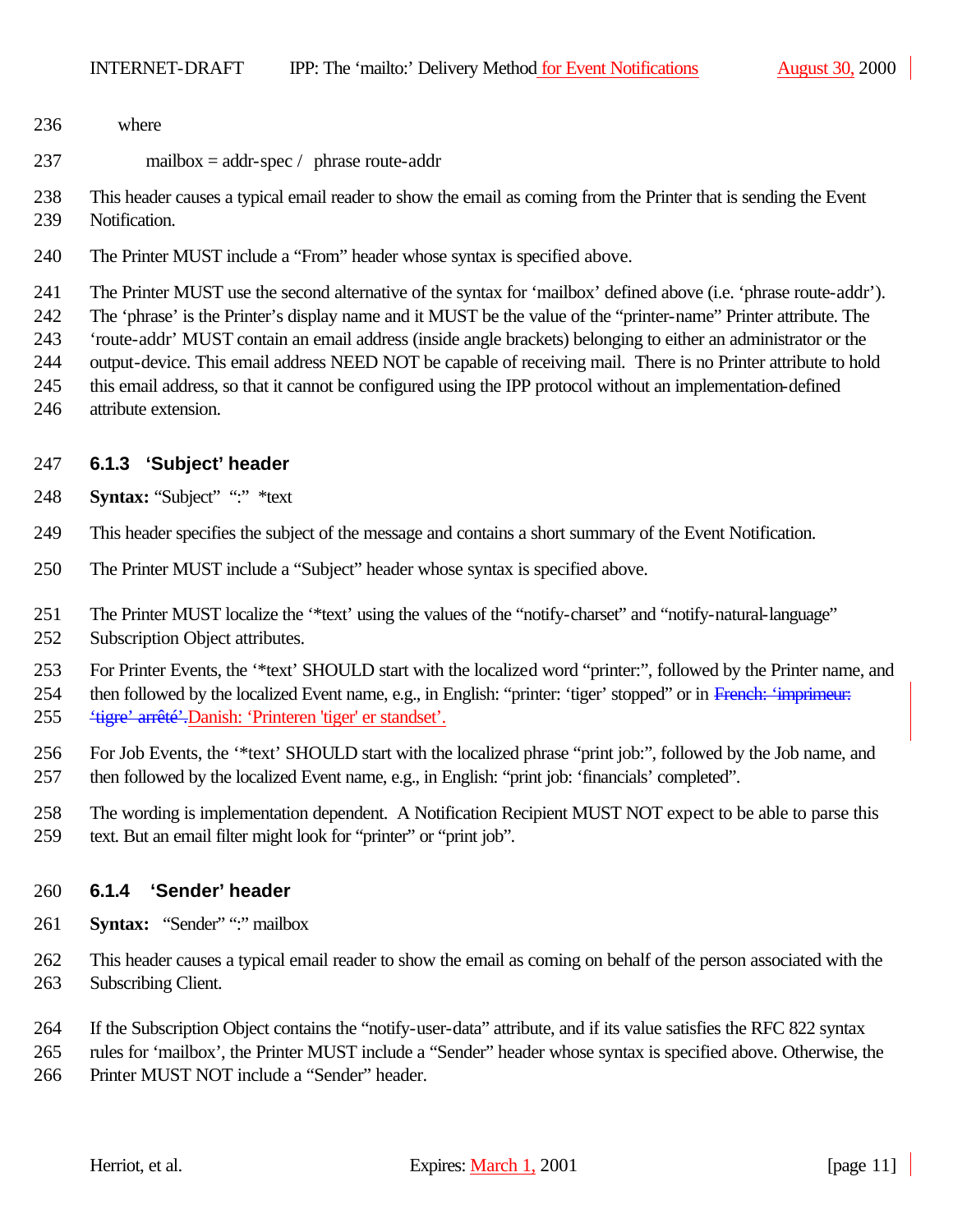where

mailbox = addr-spec / phrase route-addr

This header causes a typical email reader to show the email as coming from the Printer that is sending the Event Notification.

The Printer MUST include a "From" header whose syntax is specified above.

The Printer MUST use the second alternative of the syntax for 'mailbox' defined above (i.e. 'phrase route-addr'). The 'phrase' is the Printer's display name and it MUST be the value of the "printer-name" Printer attribute. The 'route-addr' MUST contain an email address (inside angle brackets) belonging to either an administrator or the output-device. This email address NEED NOT be capable of receiving mail. There is no Printer attribute to hold this email address, so that it cannot be configured using the IPP protocol without an implementation-defined attribute extension.

### 6.1.3 'Subject' header

**Syntax:** "Subject" ":" *text

This header specifies the subject of the message and contains a short summary of the Event Notification.

The Printer MUST include a "Subject" header whose syntax is specified above.

The Printer MUST localize the '*text' using the values of the "notify-charset" and "notify-natural-language" Subscription Object attributes.

For Printer Events, the '*text' SHOULD start with the localized word "printer:", followed by the Printer name, and then followed by the localized Event name, e.g., in English: "printer: 'tiger' stopped" or in ~~French: 'imprimeur: 'tigre' arrêté'.~~Danish: 'Printeren 'tiger' er standset'.

For Job Events, the '*text' SHOULD start with the localized phrase "print job:", followed by the Job name, and then followed by the localized Event name, e.g., in English: "print job: 'financials' completed".

The wording is implementation dependent. A Notification Recipient MUST NOT expect to be able to parse this text. But an email filter might look for "printer" or "print job".

### 6.1.4 'Sender' header

**Syntax:** "Sender" ":" mailbox

This header causes a typical email reader to show the email as coming on behalf of the person associated with the Subscribing Client.

If the Subscription Object contains the "notify-user-data" attribute, and if its value satisfies the RFC 822 syntax rules for 'mailbox', the Printer MUST include a "Sender" header whose syntax is specified above. Otherwise, the Printer MUST NOT include a "Sender" header.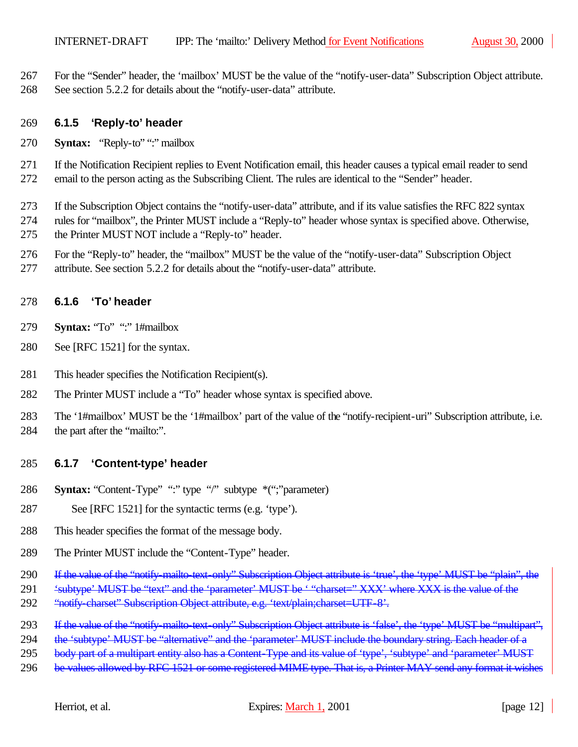For the "Sender" header, the 'mailbox' MUST be the value of the "notify-user-data" Subscription Object attribute. See section 5.2.2 for details about the "notify-user-data" attribute.

### 6.1.5 'Reply-to' header

**Syntax:** "Reply-to" ":" mailbox

If the Notification Recipient replies to Event Notification email, this header causes a typical email reader to send email to the person acting as the Subscribing Client. The rules are identical to the "Sender" header.

If the Subscription Object contains the "notify-user-data" attribute, and if its value satisfies the RFC 822 syntax rules for "mailbox", the Printer MUST include a "Reply-to" header whose syntax is specified above. Otherwise, the Printer MUST NOT include a "Reply-to" header.

For the "Reply-to" header, the "mailbox" MUST be the value of the "notify-user-data" Subscription Object attribute. See section 5.2.2 for details about the "notify-user-data" attribute.

### 6.1.6 'To' header

**Syntax:** "To" ":" 1#mailbox

See [RFC 1521] for the syntax.

This header specifies the Notification Recipient(s).

The Printer MUST include a "To" header whose syntax is specified above.

The '1#mailbox' MUST be the '1#mailbox' part of the value of the "notify-recipient-uri" Subscription attribute, i.e. the part after the "mailto:".

### 6.1.7 'Content-type' header

**Syntax:** "Content-Type" ":" type "/" subtype *(";"parameter)

See [RFC 1521] for the syntactic terms (e.g. 'type').

This header specifies the format of the message body.

The Printer MUST include the "Content-Type" header.

~~If the value of the "notify-mailto-text-only" Subscription Object attribute is 'true', the 'type' MUST be "plain", the 'subtype' MUST be "text" and the 'parameter' MUST be ' "charset=" XXX' where XXX is the value of the "notify-charset" Subscription Object attribute, e.g. 'text/plain;charset=UTF-8'.~~

~~If the value of the "notify-mailto-text-only" Subscription Object attribute is 'false', the 'type' MUST be "multipart", the 'subtype' MUST be "alternative" and the 'parameter' MUST include the boundary string. Each header of a body part of a multipart entity also has a Content-Type and its value of 'type', 'subtype' and 'parameter' MUST be values allowed by RFC 1521 or some registered MIME type. That is, a Printer MAY send any format it wishes~~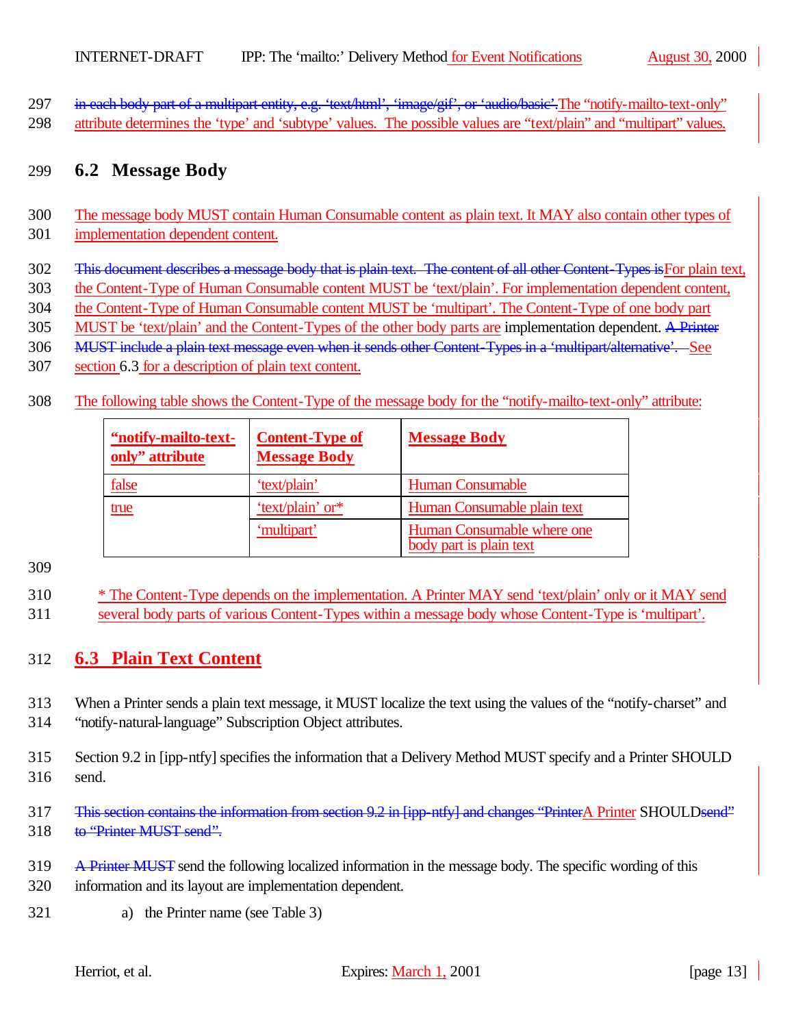297 ~~in each body part of a multipart entity, e.g. 'text/html', 'image/gif', or 'audio/basic'.~~The "notify-mailto-text-only"
298 attribute determines the 'type' and 'subtype' values. The possible values are "text/plain" and "multipart" values.

## 6.2 Message Body

300 The message body MUST contain Human Consumable content as plain text. It MAY also contain other types of
301 implementation dependent content.

302 ~~This document describes a message body that is plain text. The content of all other Content-Types is~~For plain text,
303 the Content-Type of Human Consumable content MUST be 'text/plain'. For implementation dependent content,
304 the Content-Type of Human Consumable content MUST be 'multipart'. The Content-Type of one body part
305 MUST be 'text/plain' and the Content-Types of the other body parts are implementation dependent. ~~A Printer~~
306 ~~MUST include a plain text message even when it sends other Content-Types in a 'multipart/alternative'.~~ See
307 section 6.3 for a description of plain text content.

308 The following table shows the Content-Type of the message body for the "notify-mailto-text-only" attribute:

| **"notify-mailto-text-only" attribute** | **Content-Type of Message Body** | **Message Body** |
|---|---|---|
| false | 'text/plain' | Human Consumable |
| true | 'text/plain' or* | Human Consumable plain text |
| | 'multipart' | Human Consumable where one body part is plain text |

309

310 * The Content-Type depends on the implementation. A Printer MAY send 'text/plain' only or it MAY send
311 several body parts of various Content-Types within a message body whose Content-Type is 'multipart'.

## 6.3 Plain Text Content

313 When a Printer sends a plain text message, it MUST localize the text using the values of the "notify-charset" and
314 "notify-natural-language" Subscription Object attributes.

315 Section 9.2 in [ipp-ntfy] specifies the information that a Delivery Method MUST specify and a Printer SHOULD
316 send.

317 ~~This section contains the information from section 9.2 in [ipp-ntfy] and changes "Printer~~A Printer SHOULD~~send"~~
318 ~~to "Printer MUST send".~~

319 ~~A Printer MUST~~ send the following localized information in the message body. The specific wording of this
320 information and its layout are implementation dependent.

321 a) the Printer name (see Table 3)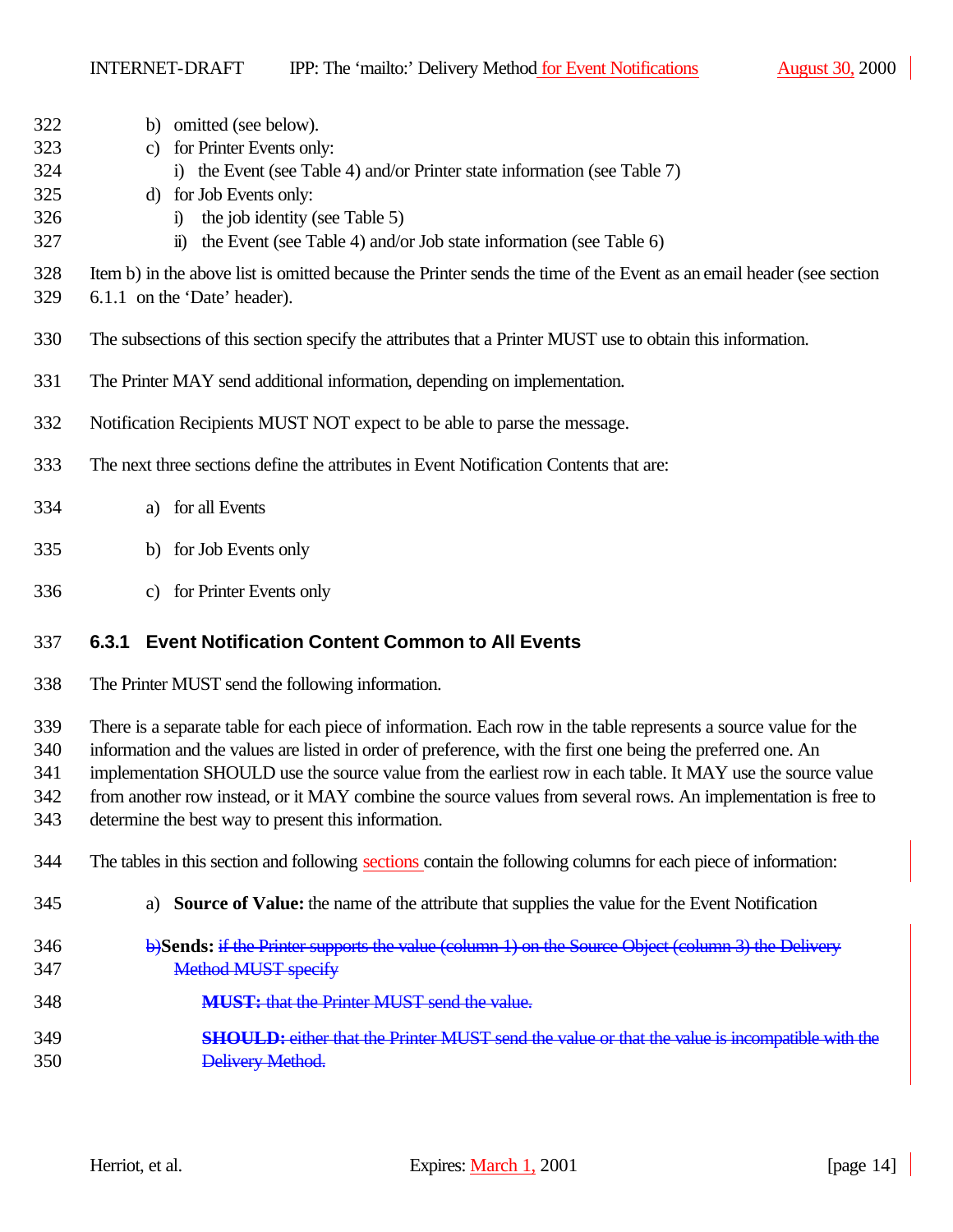b) omitted (see below).
c) for Printer Events only:
   i) the Event (see Table 4) and/or Printer state information (see Table 7)
d) for Job Events only:
   i) the job identity (see Table 5)
   ii) the Event (see Table 4) and/or Job state information (see Table 6)

Item b) in the above list is omitted because the Printer sends the time of the Event as an email header (see section 6.1.1 on the 'Date' header).

The subsections of this section specify the attributes that a Printer MUST use to obtain this information.

The Printer MAY send additional information, depending on implementation.

Notification Recipients MUST NOT expect to be able to parse the message.

The next three sections define the attributes in Event Notification Contents that are:

a) for all Events

b) for Job Events only

c) for Printer Events only

### 6.3.1 Event Notification Content Common to All Events

The Printer MUST send the following information.

There is a separate table for each piece of information. Each row in the table represents a source value for the information and the values are listed in order of preference, with the first one being the preferred one. An implementation SHOULD use the source value from the earliest row in each table. It MAY use the source value from another row instead, or it MAY combine the source values from several rows. An implementation is free to determine the best way to present this information.

The tables in this section and following sections contain the following columns for each piece of information:

a) **Source of Value:** the name of the attribute that supplies the value for the Event Notification

~~b)~~**Sends:** ~~if the Printer supports the value (column 1) on the Source Object (column 3) the Delivery Method MUST specify~~

~~**MUST:** that the Printer MUST send the value.~~

~~**SHOULD:** either that the Printer MUST send the value or that the value is incompatible with the Delivery Method.~~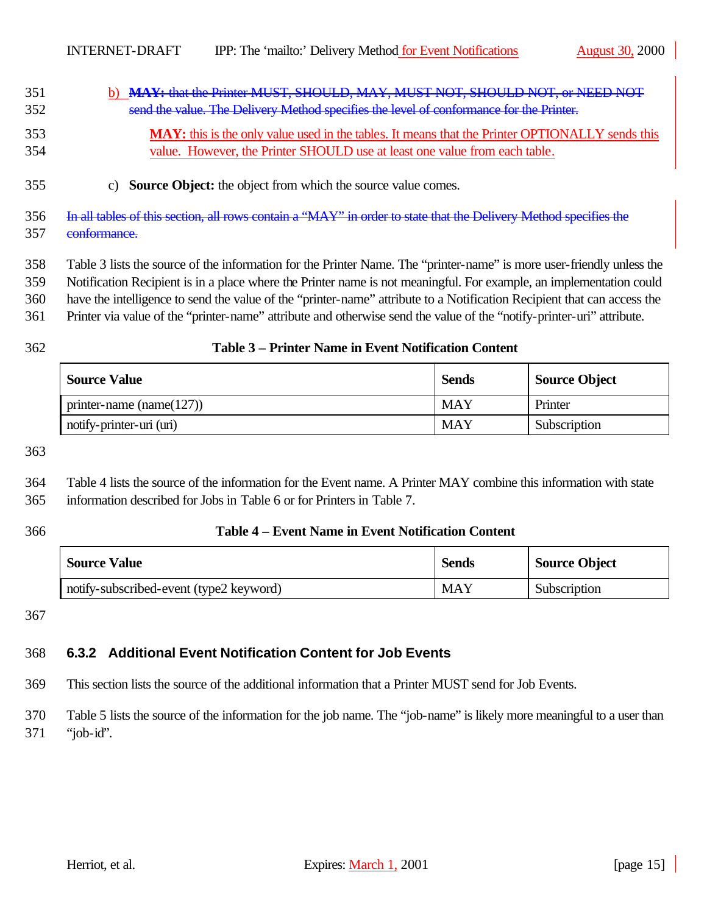b) ~~**MAY:** that the Printer MUST, SHOULD, MAY, MUST NOT, SHOULD NOT, or NEED NOT send the value. The Delivery Method specifies the level of conformance for the Printer.~~

**MAY:** this is the only value used in the tables. It means that the Printer OPTIONALLY sends this value. However, the Printer SHOULD use at least one value from each table.

c) **Source Object:** the object from which the source value comes.

~~In all tables of this section, all rows contain a "MAY" in order to state that the Delivery Method specifies the conformance.~~

Table 3 lists the source of the information for the Printer Name. The "printer-name" is more user-friendly unless the Notification Recipient is in a place where the Printer name is not meaningful. For example, an implementation could have the intelligence to send the value of the "printer-name" attribute to a Notification Recipient that can access the Printer via value of the "printer-name" attribute and otherwise send the value of the "notify-printer-uri" attribute.

**Table 3 – Printer Name in Event Notification Content**

| Source Value | Sends | Source Object |
|---|---|---|
| printer-name (name(127)) | MAY | Printer |
| notify-printer-uri (uri) | MAY | Subscription |

Table 4 lists the source of the information for the Event name. A Printer MAY combine this information with state information described for Jobs in Table 6 or for Printers in Table 7.

**Table 4 – Event Name in Event Notification Content**

| Source Value | Sends | Source Object |
|---|---|---|
| notify-subscribed-event (type2 keyword) | MAY | Subscription |

### 6.3.2 Additional Event Notification Content for Job Events

This section lists the source of the additional information that a Printer MUST send for Job Events.

Table 5 lists the source of the information for the job name. The "job-name" is likely more meaningful to a user than "job-id".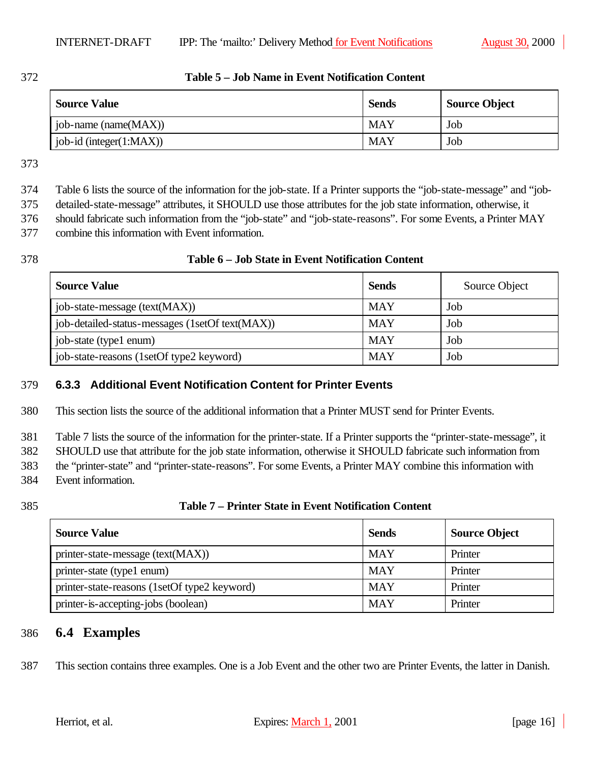**Table 5 – Job Name in Event Notification Content**

| Source Value | Sends | Source Object |
|---|---|---|
| job-name (name(MAX)) | MAY | Job |
| job-id (integer(1:MAX)) | MAY | Job |

Table 6 lists the source of the information for the job-state. If a Printer supports the "job-state-message" and "job-detailed-state-message" attributes, it SHOULD use those attributes for the job state information, otherwise, it should fabricate such information from the "job-state" and "job-state-reasons". For some Events, a Printer MAY combine this information with Event information.

**Table 6 – Job State in Event Notification Content**

| Source Value | Sends | Source Object |
|---|---|---|
| job-state-message (text(MAX)) | MAY | Job |
| job-detailed-status-messages (1setOf text(MAX)) | MAY | Job |
| job-state (type1 enum) | MAY | Job |
| job-state-reasons (1setOf type2 keyword) | MAY | Job |

### 6.3.3 Additional Event Notification Content for Printer Events

This section lists the source of the additional information that a Printer MUST send for Printer Events.

Table 7 lists the source of the information for the printer-state. If a Printer supports the "printer-state-message", it SHOULD use that attribute for the job state information, otherwise it SHOULD fabricate such information from the "printer-state" and "printer-state-reasons". For some Events, a Printer MAY combine this information with Event information.

**Table 7 – Printer State in Event Notification Content**

| Source Value | Sends | Source Object |
|---|---|---|
| printer-state-message (text(MAX)) | MAY | Printer |
| printer-state (type1 enum) | MAY | Printer |
| printer-state-reasons (1setOf type2 keyword) | MAY | Printer |
| printer-is-accepting-jobs (boolean) | MAY | Printer |

## 6.4 Examples

This section contains three examples. One is a Job Event and the other two are Printer Events, the latter in Danish.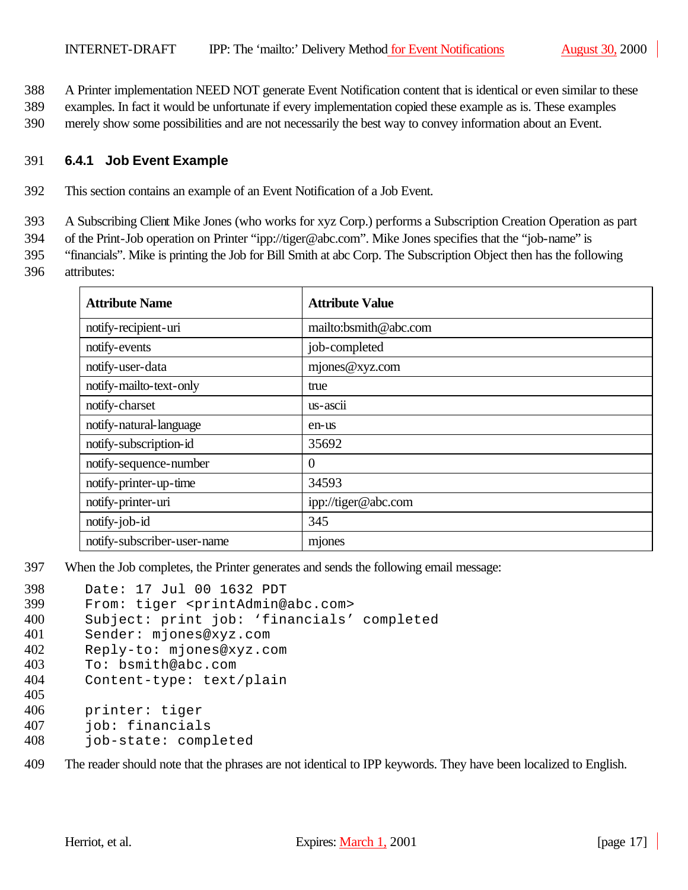A Printer implementation NEED NOT generate Event Notification content that is identical or even similar to these examples. In fact it would be unfortunate if every implementation copied these example as is. These examples merely show some possibilities and are not necessarily the best way to convey information about an Event.

### 6.4.1 Job Event Example

This section contains an example of an Event Notification of a Job Event.

A Subscribing Client Mike Jones (who works for xyz Corp.) performs a Subscription Creation Operation as part of the Print-Job operation on Printer "ipp://tiger@abc.com". Mike Jones specifies that the "job-name" is "financials". Mike is printing the Job for Bill Smith at abc Corp. The Subscription Object then has the following attributes:

| Attribute Name | Attribute Value |
|---|---|
| notify-recipient-uri | mailto:bsmith@abc.com |
| notify-events | job-completed |
| notify-user-data | mjones@xyz.com |
| notify-mailto-text-only | true |
| notify-charset | us-ascii |
| notify-natural-language | en-us |
| notify-subscription-id | 35692 |
| notify-sequence-number | 0 |
| notify-printer-up-time | 34593 |
| notify-printer-uri | ipp://tiger@abc.com |
| notify-job-id | 345 |
| notify-subscriber-user-name | mjones |

When the Job completes, the Printer generates and sends the following email message:

```
Date: 17 Jul 00 1632 PDT
From: tiger <printAdmin@abc.com>
Subject: print job: 'financials' completed
Sender: mjones@xyz.com
Reply-to: mjones@xyz.com
To: bsmith@abc.com
Content-type: text/plain

printer: tiger
job: financials
job-state: completed
```

The reader should note that the phrases are not identical to IPP keywords. They have been localized to English.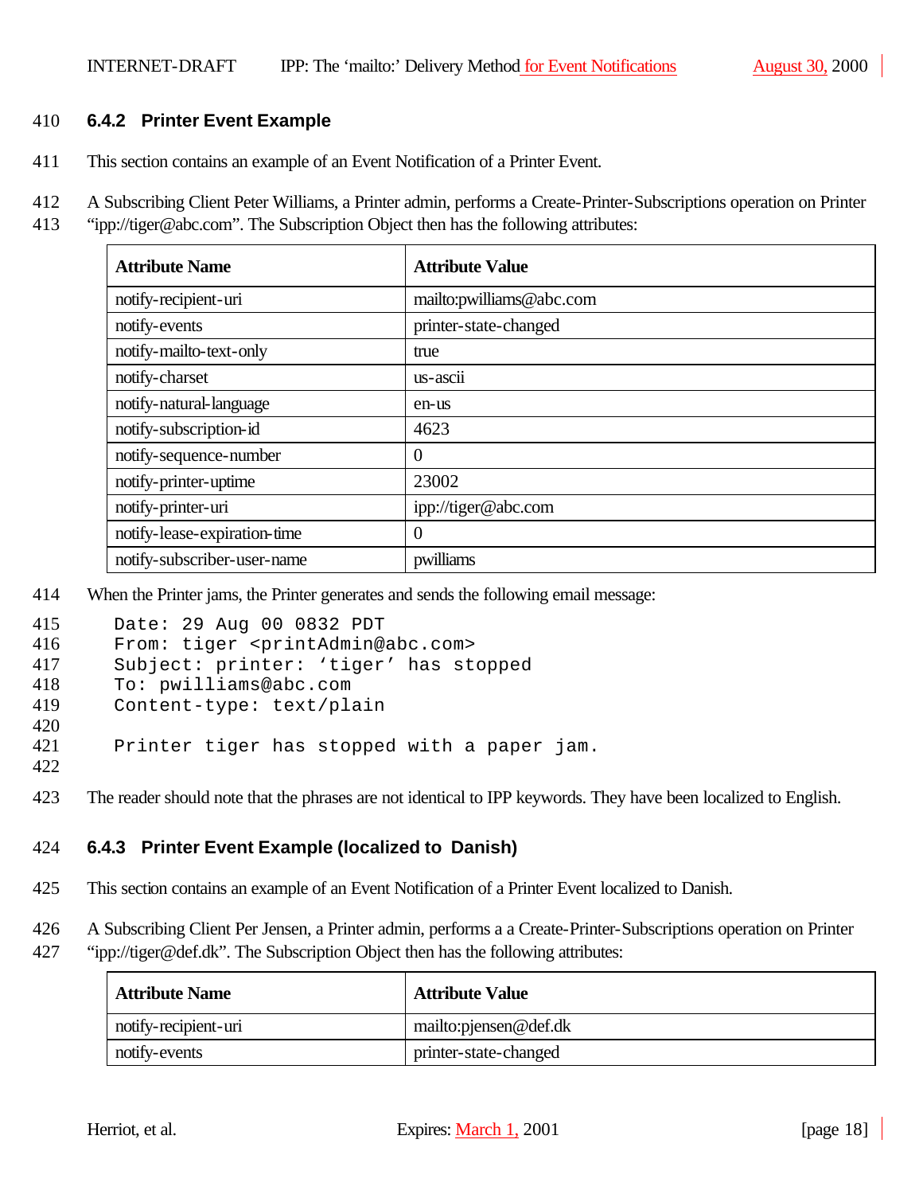### 6.4.2 Printer Event Example

This section contains an example of an Event Notification of a Printer Event.

A Subscribing Client Peter Williams, a Printer admin, performs a Create-Printer-Subscriptions operation on Printer "ipp://tiger@abc.com". The Subscription Object then has the following attributes:

| Attribute Name | Attribute Value |
|---|---|
| notify-recipient-uri | mailto:pwilliams@abc.com |
| notify-events | printer-state-changed |
| notify-mailto-text-only | true |
| notify-charset | us-ascii |
| notify-natural-language | en-us |
| notify-subscription-id | 4623 |
| notify-sequence-number | 0 |
| notify-printer-uptime | 23002 |
| notify-printer-uri | ipp://tiger@abc.com |
| notify-lease-expiration-time | 0 |
| notify-subscriber-user-name | pwilliams |

When the Printer jams, the Printer generates and sends the following email message:

```
Date: 29 Aug 00 0832 PDT
From: tiger <printAdmin@abc.com>
Subject: printer: 'tiger' has stopped
To: pwilliams@abc.com
Content-type: text/plain

Printer tiger has stopped with a paper jam.

```

The reader should note that the phrases are not identical to IPP keywords. They have been localized to English.

### 6.4.3 Printer Event Example (localized to Danish)

This section contains an example of an Event Notification of a Printer Event localized to Danish.

A Subscribing Client Per Jensen, a Printer admin, performs a a Create-Printer-Subscriptions operation on Printer "ipp://tiger@def.dk". The Subscription Object then has the following attributes:

| Attribute Name | Attribute Value |
|---|---|
| notify-recipient-uri | mailto:pjensen@def.dk |
| notify-events | printer-state-changed |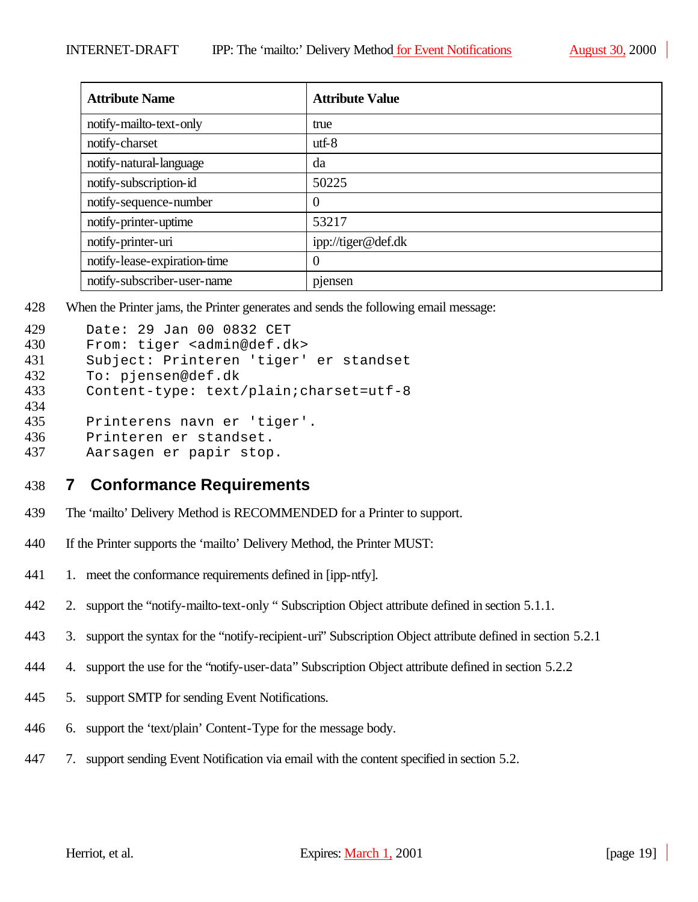| Attribute Name | Attribute Value |
| --- | --- |
| notify-mailto-text-only | true |
| notify-charset | utf-8 |
| notify-natural-language | da |
| notify-subscription-id | 50225 |
| notify-sequence-number | 0 |
| notify-printer-uptime | 53217 |
| notify-printer-uri | ipp://tiger@def.dk |
| notify-lease-expiration-time | 0 |
| notify-subscriber-user-name | pjensen |

When the Printer jams, the Printer generates and sends the following email message:

```
Date: 29 Jan 00 0832 CET
From: tiger <admin@def.dk>
Subject: Printeren 'tiger' er standset
To: pjensen@def.dk
Content-type: text/plain;charset=utf-8

Printerens navn er 'tiger'.
Printeren er standset.
Aarsagen er papir stop.
```

## 7 Conformance Requirements

The 'mailto' Delivery Method is RECOMMENDED for a Printer to support.

If the Printer supports the 'mailto' Delivery Method, the Printer MUST:

1. meet the conformance requirements defined in [ipp-ntfy].
2. support the "notify-mailto-text-only " Subscription Object attribute defined in section 5.1.1.
3. support the syntax for the "notify-recipient-uri" Subscription Object attribute defined in section 5.2.1
4. support the use for the "notify-user-data" Subscription Object attribute defined in section 5.2.2
5. support SMTP for sending Event Notifications.
6. support the 'text/plain' Content-Type for the message body.
7. support sending Event Notification via email with the content specified in section 5.2.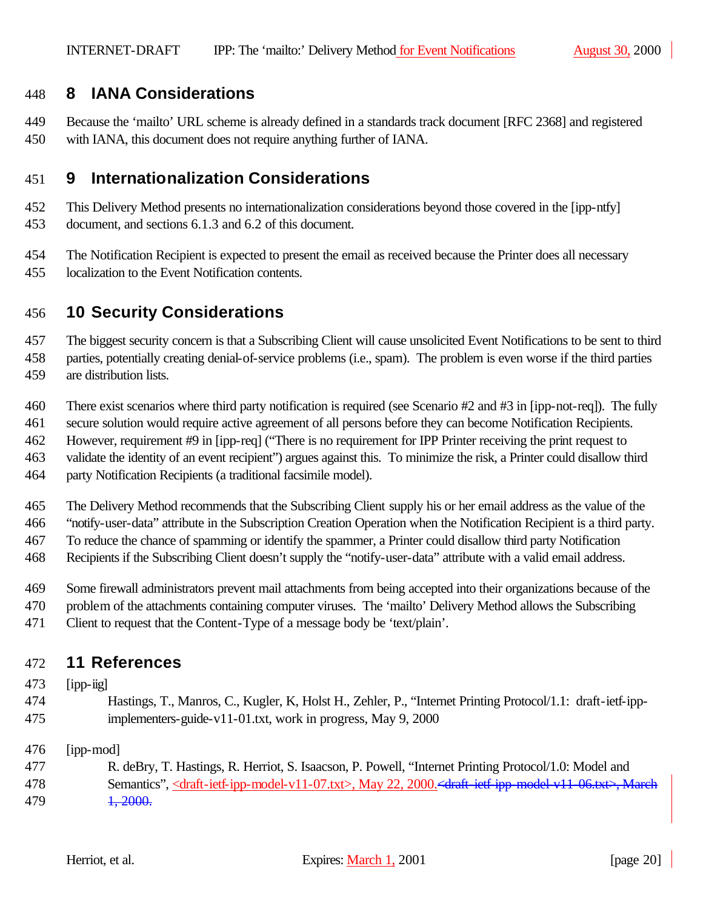## 8 IANA Considerations

Because the 'mailto' URL scheme is already defined in a standards track document [RFC 2368] and registered with IANA, this document does not require anything further of IANA.

## 9 Internationalization Considerations

This Delivery Method presents no internationalization considerations beyond those covered in the [ipp-ntfy] document, and sections 6.1.3 and 6.2 of this document.

The Notification Recipient is expected to present the email as received because the Printer does all necessary localization to the Event Notification contents.

## 10 Security Considerations

The biggest security concern is that a Subscribing Client will cause unsolicited Event Notifications to be sent to third parties, potentially creating denial-of-service problems (i.e., spam). The problem is even worse if the third parties are distribution lists.

There exist scenarios where third party notification is required (see Scenario #2 and #3 in [ipp-not-req]). The fully secure solution would require active agreement of all persons before they can become Notification Recipients. However, requirement #9 in [ipp-req] ("There is no requirement for IPP Printer receiving the print request to validate the identity of an event recipient") argues against this. To minimize the risk, a Printer could disallow third party Notification Recipients (a traditional facsimile model).

The Delivery Method recommends that the Subscribing Client supply his or her email address as the value of the "notify-user-data" attribute in the Subscription Creation Operation when the Notification Recipient is a third party. To reduce the chance of spamming or identify the spammer, a Printer could disallow third party Notification Recipients if the Subscribing Client doesn't supply the "notify-user-data" attribute with a valid email address.

Some firewall administrators prevent mail attachments from being accepted into their organizations because of the problem of the attachments containing computer viruses. The 'mailto' Delivery Method allows the Subscribing Client to request that the Content-Type of a message body be 'text/plain'.

## 11 References

[ipp-iig]

Hastings, T., Manros, C., Kugler, K, Holst H., Zehler, P., "Internet Printing Protocol/1.1: draft-ietf-ipp-implementers-guide-v11-01.txt, work in progress, May 9, 2000

[ipp-mod]

R. deBry, T. Hastings, R. Herriot, S. Isaacson, P. Powell, "Internet Printing Protocol/1.0: Model and Semantics", <draft-ietf-ipp-model-v11-07.txt>, May 22, 2000.~~<draft-ietf-ipp-model-v11-06.txt>, March 1, 2000.~~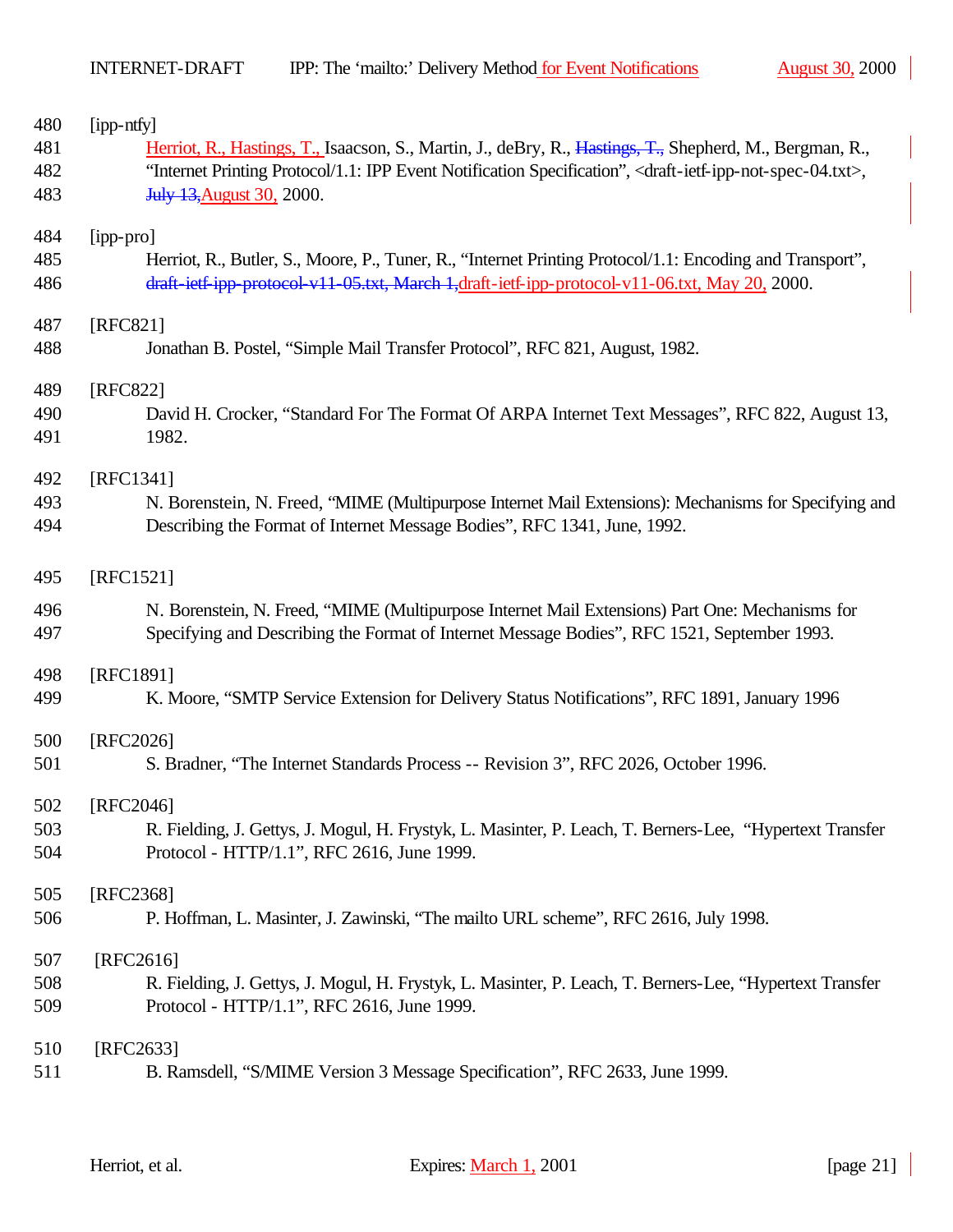480 [ipp-ntfy]
481 Herriot, R., Hastings, T., Isaacson, S., Martin, J., deBry, R., ~~Hastings, T.,~~ Shepherd, M., Bergman, R.,
482 "Internet Printing Protocol/1.1: IPP Event Notification Specification", <draft-ietf-ipp-not-spec-04.txt>,
483 ~~July 13,~~August 30, 2000.

484 [ipp-pro]
485 Herriot, R., Butler, S., Moore, P., Tuner, R., "Internet Printing Protocol/1.1: Encoding and Transport",
486 ~~draft-ietf-ipp-protocol-v11-05.txt, March 1,~~draft-ietf-ipp-protocol-v11-06.txt, May 20, 2000.

487 [RFC821]
488 Jonathan B. Postel, "Simple Mail Transfer Protocol", RFC 821, August, 1982.

489 [RFC822]
490 David H. Crocker, "Standard For The Format Of ARPA Internet Text Messages", RFC 822, August 13,
491 1982.

492 [RFC1341]
493 N. Borenstein, N. Freed, "MIME (Multipurpose Internet Mail Extensions): Mechanisms for Specifying and
494 Describing the Format of Internet Message Bodies", RFC 1341, June, 1992.

495 [RFC1521]

496 N. Borenstein, N. Freed, "MIME (Multipurpose Internet Mail Extensions) Part One: Mechanisms for
497 Specifying and Describing the Format of Internet Message Bodies", RFC 1521, September 1993.

498 [RFC1891]
499 K. Moore, "SMTP Service Extension for Delivery Status Notifications", RFC 1891, January 1996

500 [RFC2026]
501 S. Bradner, "The Internet Standards Process -- Revision 3", RFC 2026, October 1996.

502 [RFC2046]
503 R. Fielding, J. Gettys, J. Mogul, H. Frystyk, L. Masinter, P. Leach, T. Berners-Lee, "Hypertext Transfer
504 Protocol - HTTP/1.1", RFC 2616, June 1999.

505 [RFC2368]
506 P. Hoffman, L. Masinter, J. Zawinski, "The mailto URL scheme", RFC 2616, July 1998.

507 [RFC2616]
508 R. Fielding, J. Gettys, J. Mogul, H. Frystyk, L. Masinter, P. Leach, T. Berners-Lee, "Hypertext Transfer
509 Protocol - HTTP/1.1", RFC 2616, June 1999.

510 [RFC2633]
511 B. Ramsdell, "S/MIME Version 3 Message Specification", RFC 2633, June 1999.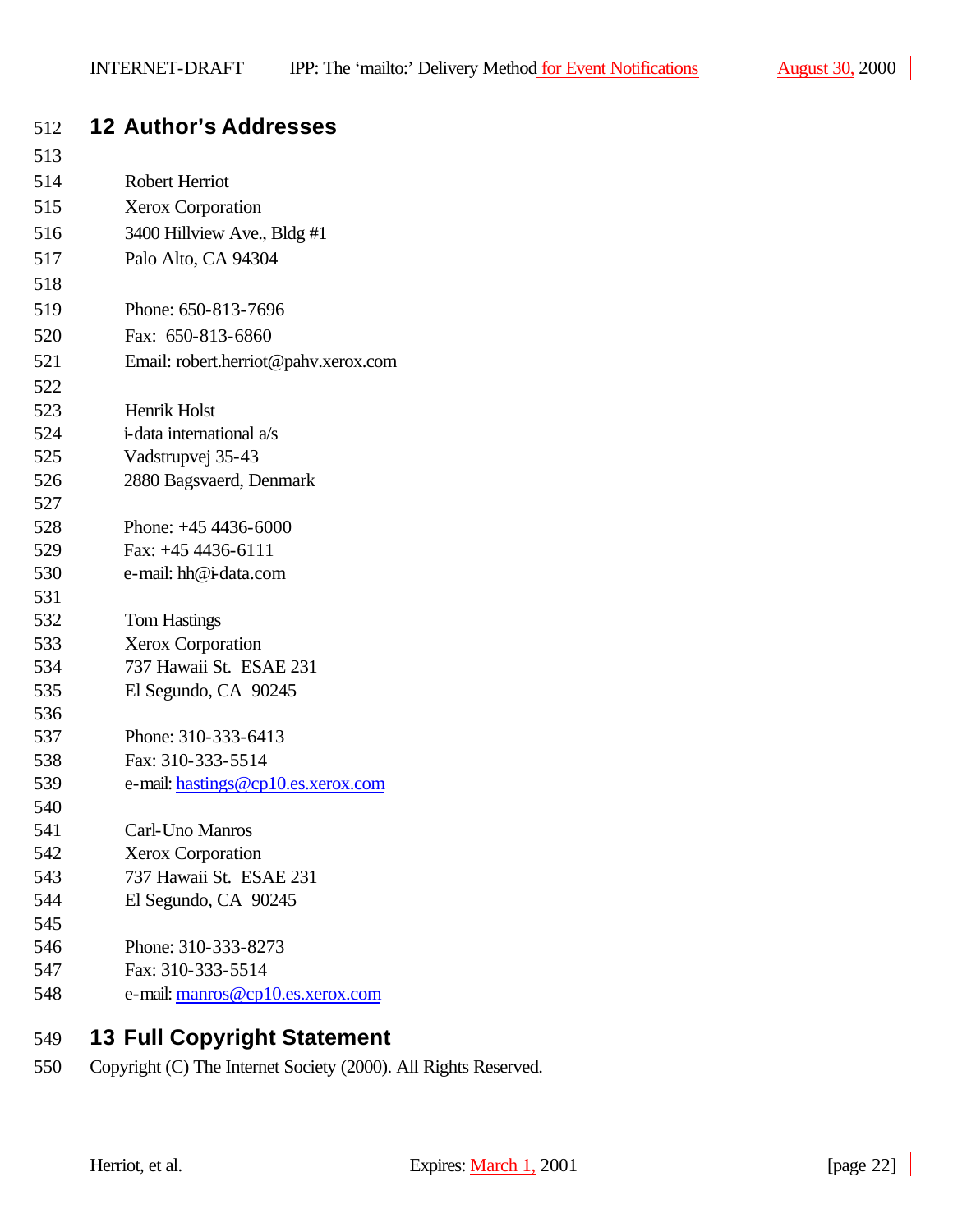# 12 Author's Addresses

Robert Herriot
Xerox Corporation
3400 Hillview Ave., Bldg #1
Palo Alto, CA 94304

Phone: 650-813-7696
Fax: 650-813-6860
Email: robert.herriot@pahv.xerox.com

Henrik Holst
i-data international a/s
Vadstrupvej 35-43
2880 Bagsvaerd, Denmark

Phone: +45 4436-6000
Fax: +45 4436-6111
e-mail: hh@i-data.com

Tom Hastings
Xerox Corporation
737 Hawaii St. ESAE 231
El Segundo, CA 90245

Phone: 310-333-6413
Fax: 310-333-5514
e-mail: hastings@cp10.es.xerox.com

Carl-Uno Manros
Xerox Corporation
737 Hawaii St. ESAE 231
El Segundo, CA 90245

Phone: 310-333-8273
Fax: 310-333-5514
e-mail: manros@cp10.es.xerox.com

# 13 Full Copyright Statement

Copyright (C) The Internet Society (2000). All Rights Reserved.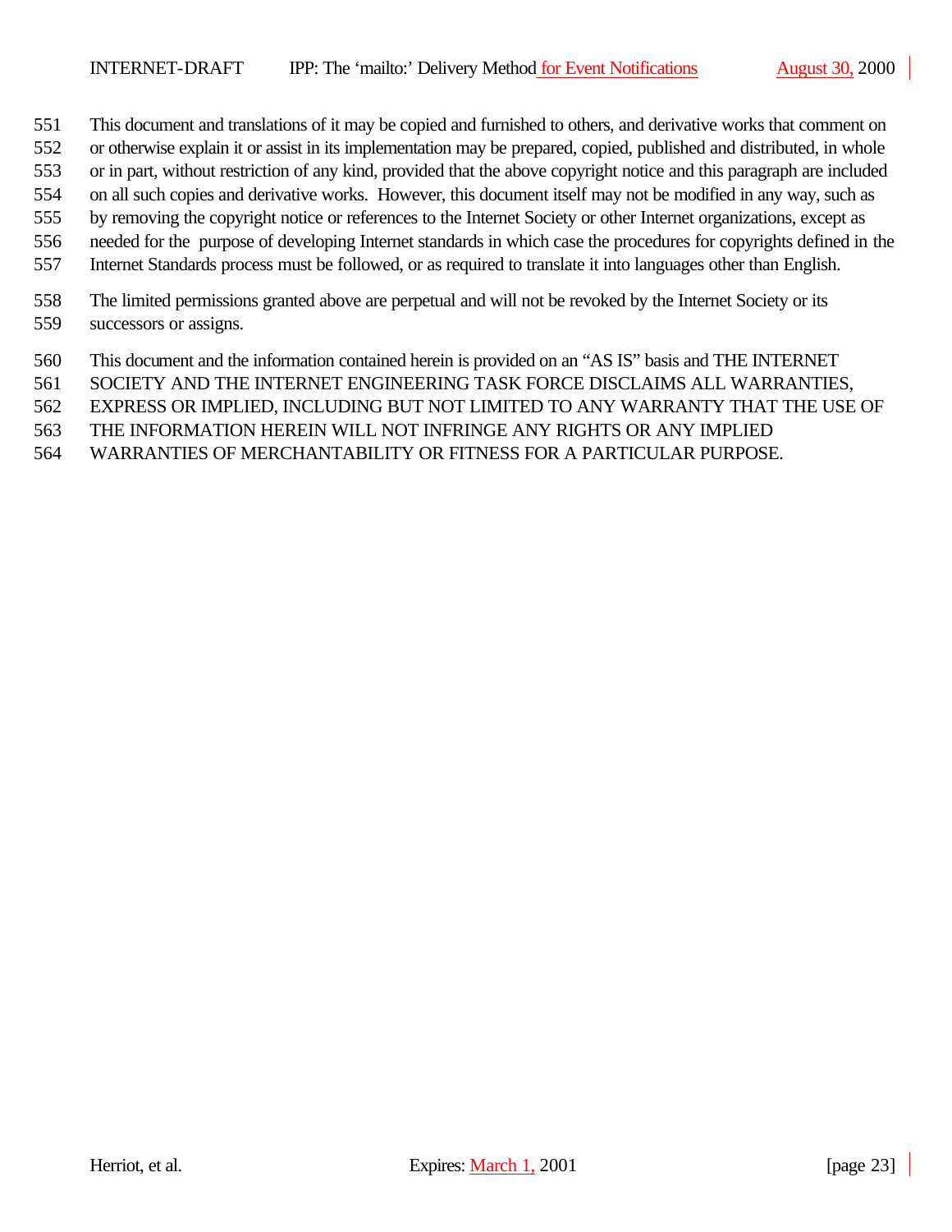This document and translations of it may be copied and furnished to others, and derivative works that comment on or otherwise explain it or assist in its implementation may be prepared, copied, published and distributed, in whole or in part, without restriction of any kind, provided that the above copyright notice and this paragraph are included on all such copies and derivative works. However, this document itself may not be modified in any way, such as by removing the copyright notice or references to the Internet Society or other Internet organizations, except as needed for the purpose of developing Internet standards in which case the procedures for copyrights defined in the Internet Standards process must be followed, or as required to translate it into languages other than English.

The limited permissions granted above are perpetual and will not be revoked by the Internet Society or its successors or assigns.

This document and the information contained herein is provided on an "AS IS" basis and THE INTERNET SOCIETY AND THE INTERNET ENGINEERING TASK FORCE DISCLAIMS ALL WARRANTIES, EXPRESS OR IMPLIED, INCLUDING BUT NOT LIMITED TO ANY WARRANTY THAT THE USE OF THE INFORMATION HEREIN WILL NOT INFRINGE ANY RIGHTS OR ANY IMPLIED WARRANTIES OF MERCHANTABILITY OR FITNESS FOR A PARTICULAR PURPOSE.